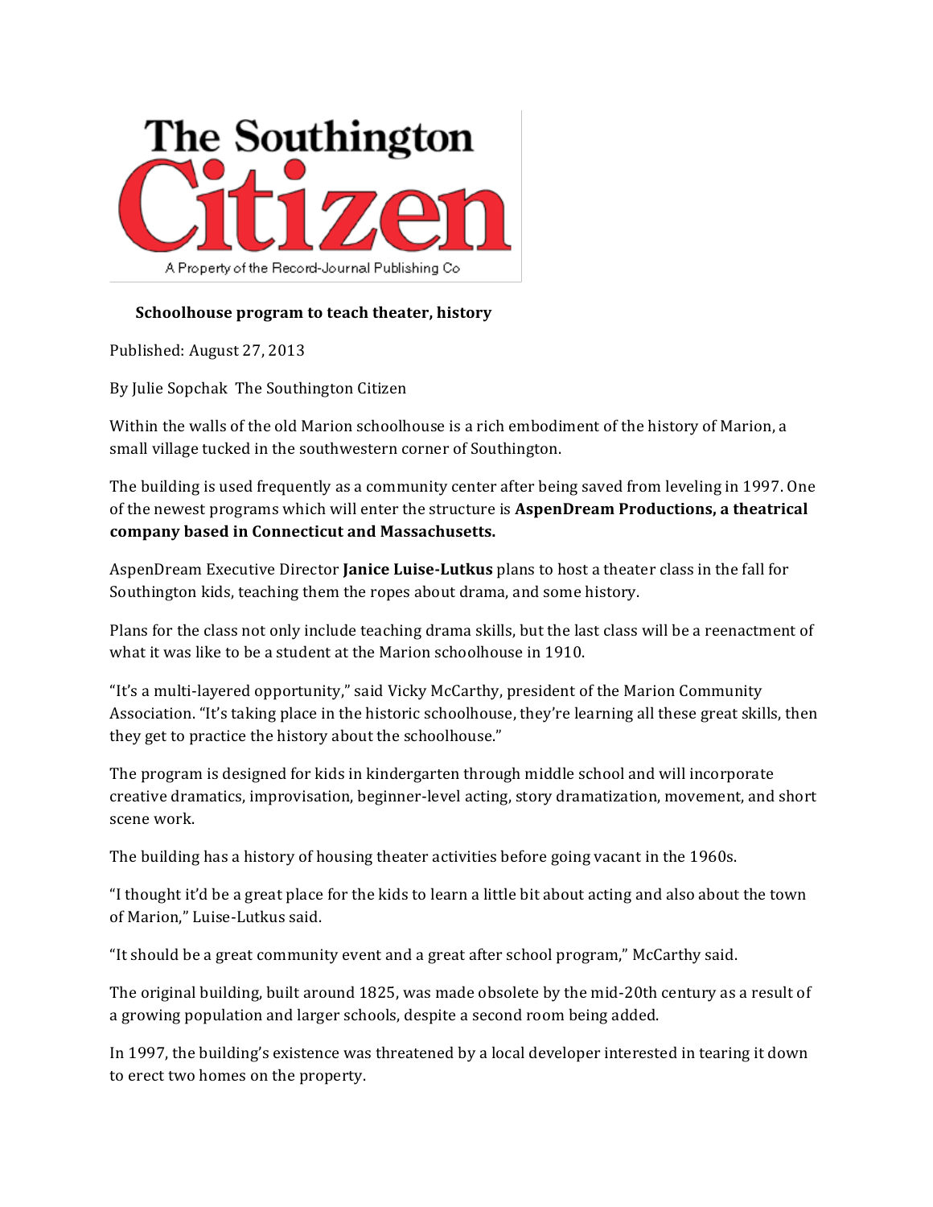The Southington Citizen

A Property of the Record-Journal Publishing Co

**Schoolhouse program to teach theater, history**

Published: August 27, 2013

By Julie Sopchak The Southington Citizen

Within the walls of the old Marion schoolhouse is a rich embodiment of the history of Marion, a small village tucked in the southwestern corner of Southington.

The building is used frequently as a community center after being saved from leveling in 1997. One of the newest programs which will enter the structure is **AspenDream Productions, a theatrical company based in Connecticut and Massachusetts.**

AspenDream Executive Director **Janice Luise-Lutkus** plans to host a theater class in the fall for Southington kids, teaching them the ropes about drama, and some history.

Plans for the class not only include teaching drama skills, but the last class will be a reenactment of what it was like to be a student at the Marion schoolhouse in 1910.

"It's a multi-layered opportunity," said Vicky McCarthy, president of the Marion Community Association. "It's taking place in the historic schoolhouse, they're learning all these great skills, then they get to practice the history about the schoolhouse."

The program is designed for kids in kindergarten through middle school and will incorporate creative dramatics, improvisation, beginner-level acting, story dramatization, movement, and short scene work.

The building has a history of housing theater activities before going vacant in the 1960s.

"I thought it'd be a great place for the kids to learn a little bit about acting and also about the town of Marion," Luise-Lutkus said.

"It should be a great community event and a great after school program," McCarthy said.

The original building, built around 1825, was made obsolete by the mid-20th century as a result of a growing population and larger schools, despite a second room being added.

In 1997, the building's existence was threatened by a local developer interested in tearing it down to erect two homes on the property.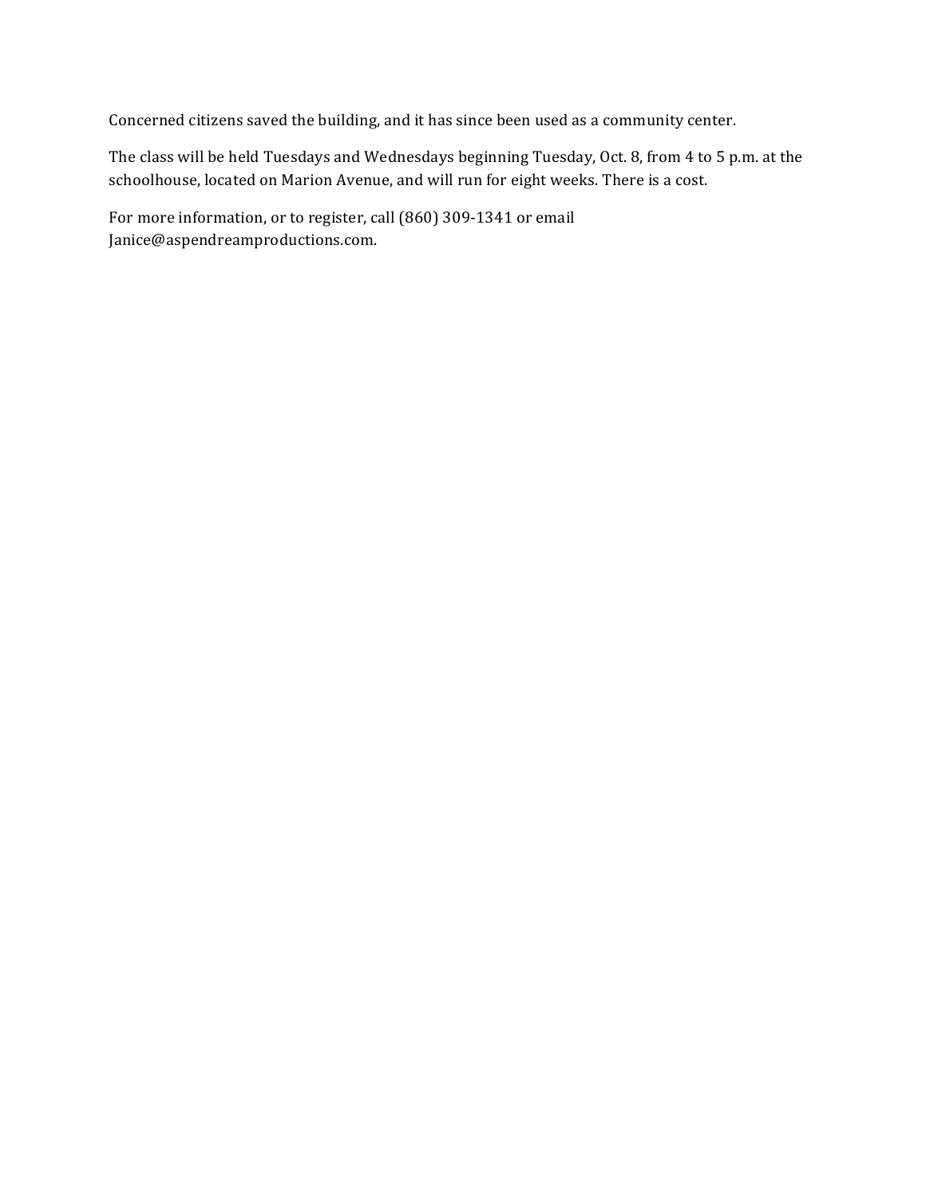Concerned citizens saved the building, and it has since been used as a community center.

The class will be held Tuesdays and Wednesdays beginning Tuesday, Oct. 8, from 4 to 5 p.m. at the schoolhouse, located on Marion Avenue, and will run for eight weeks. There is a cost.

For more information, or to register, call (860) 309-1341 or email Janice@aspendreamproductions.com.